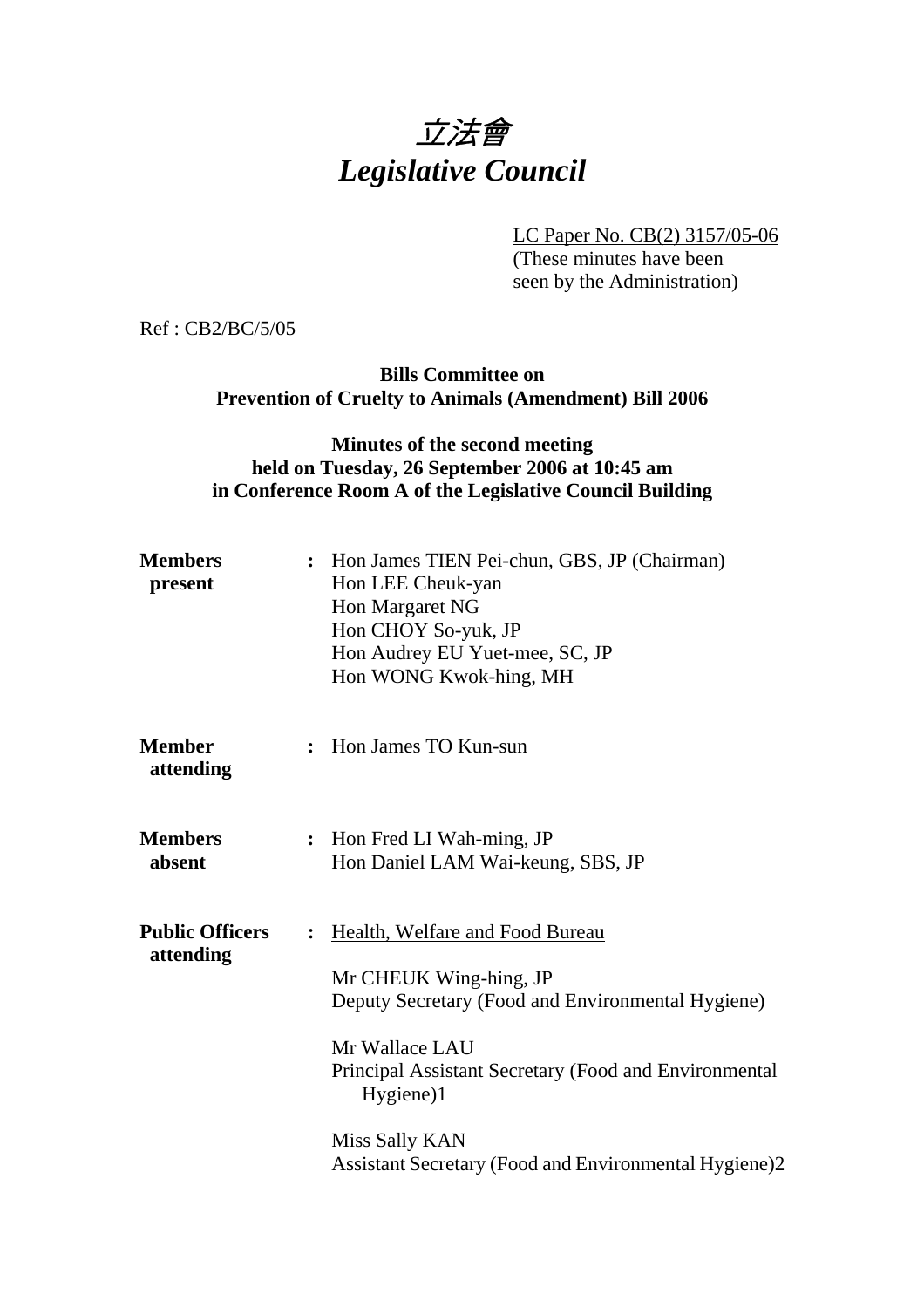# *立法會*
# *Legislative Council*

LC Paper No. CB(2) 3157/05-06
(These minutes have been seen by the Administration)

Ref : CB2/BC/5/05

**Bills Committee on**
**Prevention of Cruelty to Animals (Amendment) Bill 2006**

**Minutes of the second meeting**
**held on Tuesday, 26 September 2006 at 10:45 am**
**in Conference Room A of the Legislative Council Building**

| | | |
|---|---|---|
| **Members present** | : | Hon James TIEN Pei-chun, GBS, JP (Chairman)<br>Hon LEE Cheuk-yan<br>Hon Margaret NG<br>Hon CHOY So-yuk, JP<br>Hon Audrey EU Yuet-mee, SC, JP<br>Hon WONG Kwok-hing, MH |
| **Member attending** | : | Hon James TO Kun-sun |
| **Members absent** | : | Hon Fred LI Wah-ming, JP<br>Hon Daniel LAM Wai-keung, SBS, JP |
| **Public Officers attending** | : | Health, Welfare and Food Bureau<br><br>Mr CHEUK Wing-hing, JP<br>Deputy Secretary (Food and Environmental Hygiene)<br><br>Mr Wallace LAU<br>Principal Assistant Secretary (Food and Environmental Hygiene)1<br><br>Miss Sally KAN<br>Assistant Secretary (Food and Environmental Hygiene)2 |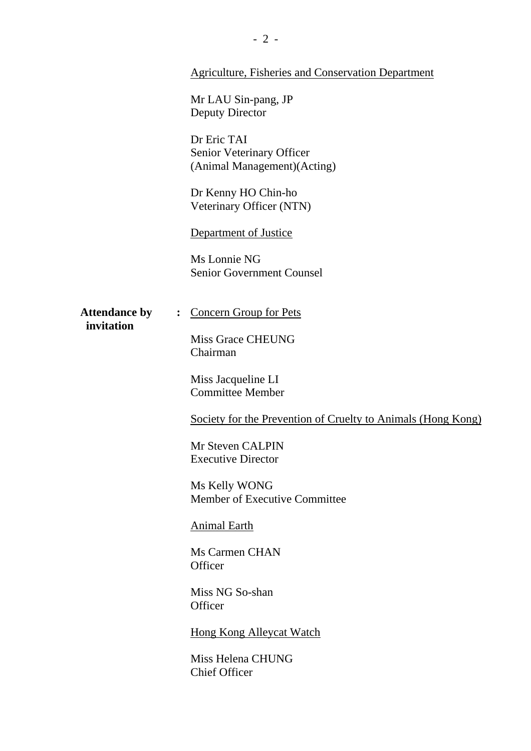Agriculture, Fisheries and Conservation Department

Mr LAU Sin-pang, JP
Deputy Director

Dr Eric TAI
Senior Veterinary Officer
(Animal Management)(Acting)

Dr Kenny HO Chin-ho
Veterinary Officer (NTN)

Department of Justice

Ms Lonnie NG
Senior Government Counsel

**Attendance by invitation** : Concern Group for Pets

Miss Grace CHEUNG
Chairman

Miss Jacqueline LI
Committee Member

Society for the Prevention of Cruelty to Animals (Hong Kong)

Mr Steven CALPIN
Executive Director

Ms Kelly WONG
Member of Executive Committee

Animal Earth

Ms Carmen CHAN
Officer

Miss NG So-shan
Officer

Hong Kong Alleycat Watch

Miss Helena CHUNG
Chief Officer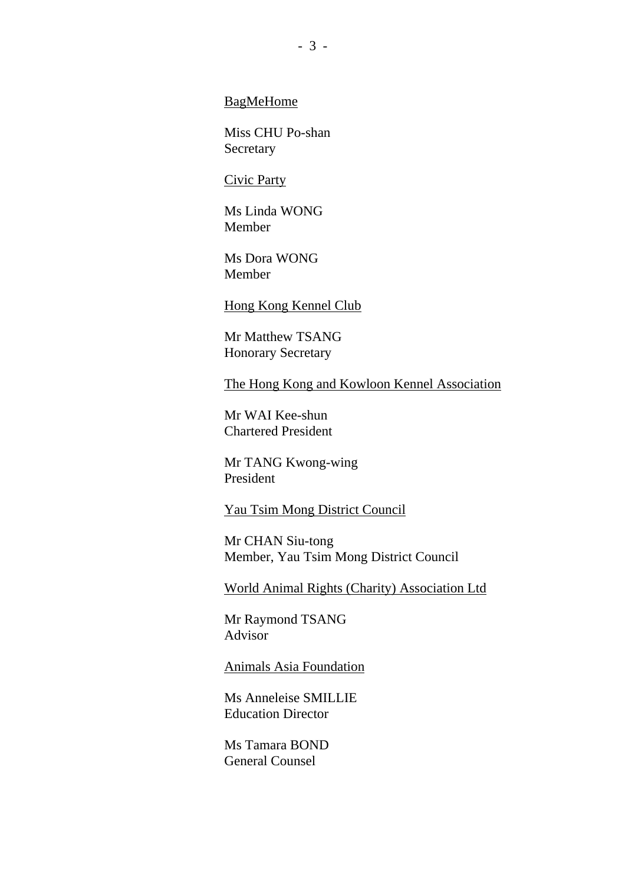<u>BagMeHome</u>

Miss CHU Po-shan
Secretary

<u>Civic Party</u>

Ms Linda WONG
Member

Ms Dora WONG
Member

<u>Hong Kong Kennel Club</u>

Mr Matthew TSANG
Honorary Secretary

<u>The Hong Kong and Kowloon Kennel Association</u>

Mr WAI Kee-shun
Chartered President

Mr TANG Kwong-wing
President

<u>Yau Tsim Mong District Council</u>

Mr CHAN Siu-tong
Member, Yau Tsim Mong District Council

<u>World Animal Rights (Charity) Association Ltd</u>

Mr Raymond TSANG
Advisor

<u>Animals Asia Foundation</u>

Ms Anneleise SMILLIE
Education Director

Ms Tamara BOND
General Counsel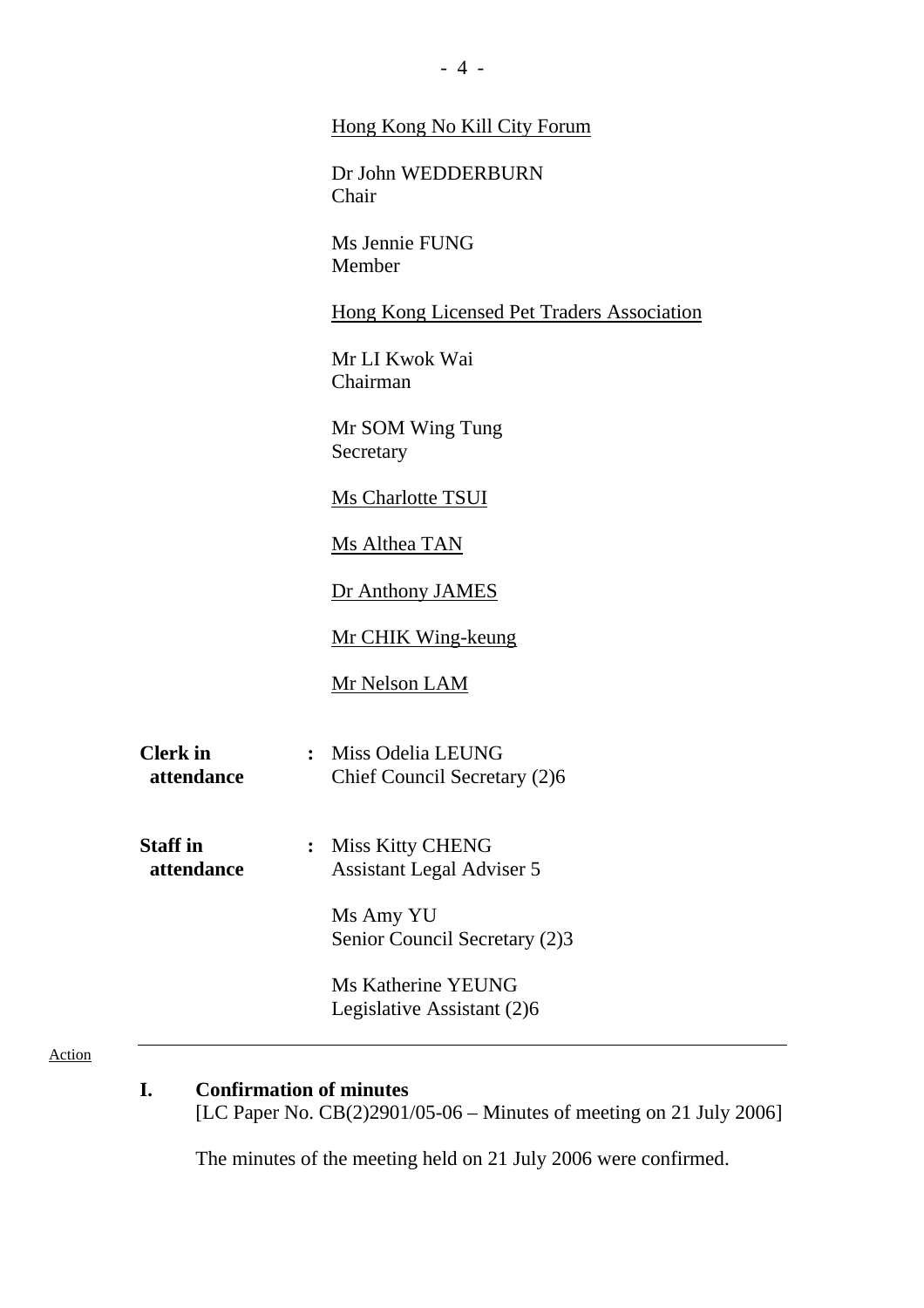<u>Hong Kong No Kill City Forum</u>

Dr John WEDDERBURN
Chair

Ms Jennie FUNG
Member

<u>Hong Kong Licensed Pet Traders Association</u>

Mr LI Kwok Wai
Chairman

Mr SOM Wing Tung
Secretary

<u>Ms Charlotte TSUI</u>

<u>Ms Althea TAN</u>

<u>Dr Anthony JAMES</u>

<u>Mr CHIK Wing-keung</u>

<u>Mr Nelson LAM</u>

**Clerk in attendance** : Miss Odelia LEUNG
Chief Council Secretary (2)6

**Staff in attendance** : Miss Kitty CHENG
Assistant Legal Adviser 5

Ms Amy YU
Senior Council Secretary (2)3

Ms Katherine YEUNG
Legislative Assistant (2)6

---

Action

## I. Confirmation of minutes

[LC Paper No. CB(2)2901/05-06 – Minutes of meeting on 21 July 2006]

The minutes of the meeting held on 21 July 2006 were confirmed.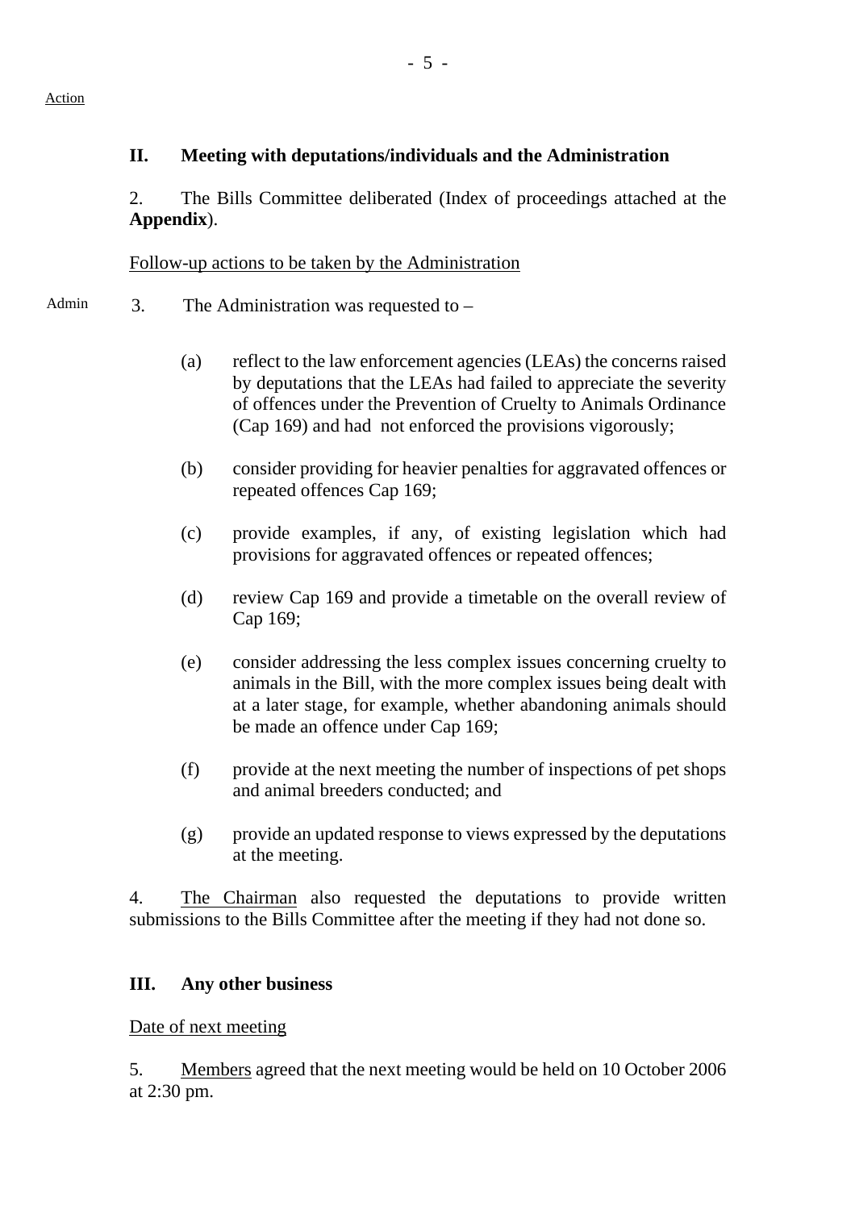Action

## II. Meeting with deputations/individuals and the Administration

2. The Bills Committee deliberated (Index of proceedings attached at the **Appendix**).

Follow-up actions to be taken by the Administration

Admin

3. The Administration was requested to –

(a) reflect to the law enforcement agencies (LEAs) the concerns raised by deputations that the LEAs had failed to appreciate the severity of offences under the Prevention of Cruelty to Animals Ordinance (Cap 169) and had not enforced the provisions vigorously;

(b) consider providing for heavier penalties for aggravated offences or repeated offences Cap 169;

(c) provide examples, if any, of existing legislation which had provisions for aggravated offences or repeated offences;

(d) review Cap 169 and provide a timetable on the overall review of Cap 169;

(e) consider addressing the less complex issues concerning cruelty to animals in the Bill, with the more complex issues being dealt with at a later stage, for example, whether abandoning animals should be made an offence under Cap 169;

(f) provide at the next meeting the number of inspections of pet shops and animal breeders conducted; and

(g) provide an updated response to views expressed by the deputations at the meeting.

4. The Chairman also requested the deputations to provide written submissions to the Bills Committee after the meeting if they had not done so.

## III. Any other business

Date of next meeting

5. Members agreed that the next meeting would be held on 10 October 2006 at 2:30 pm.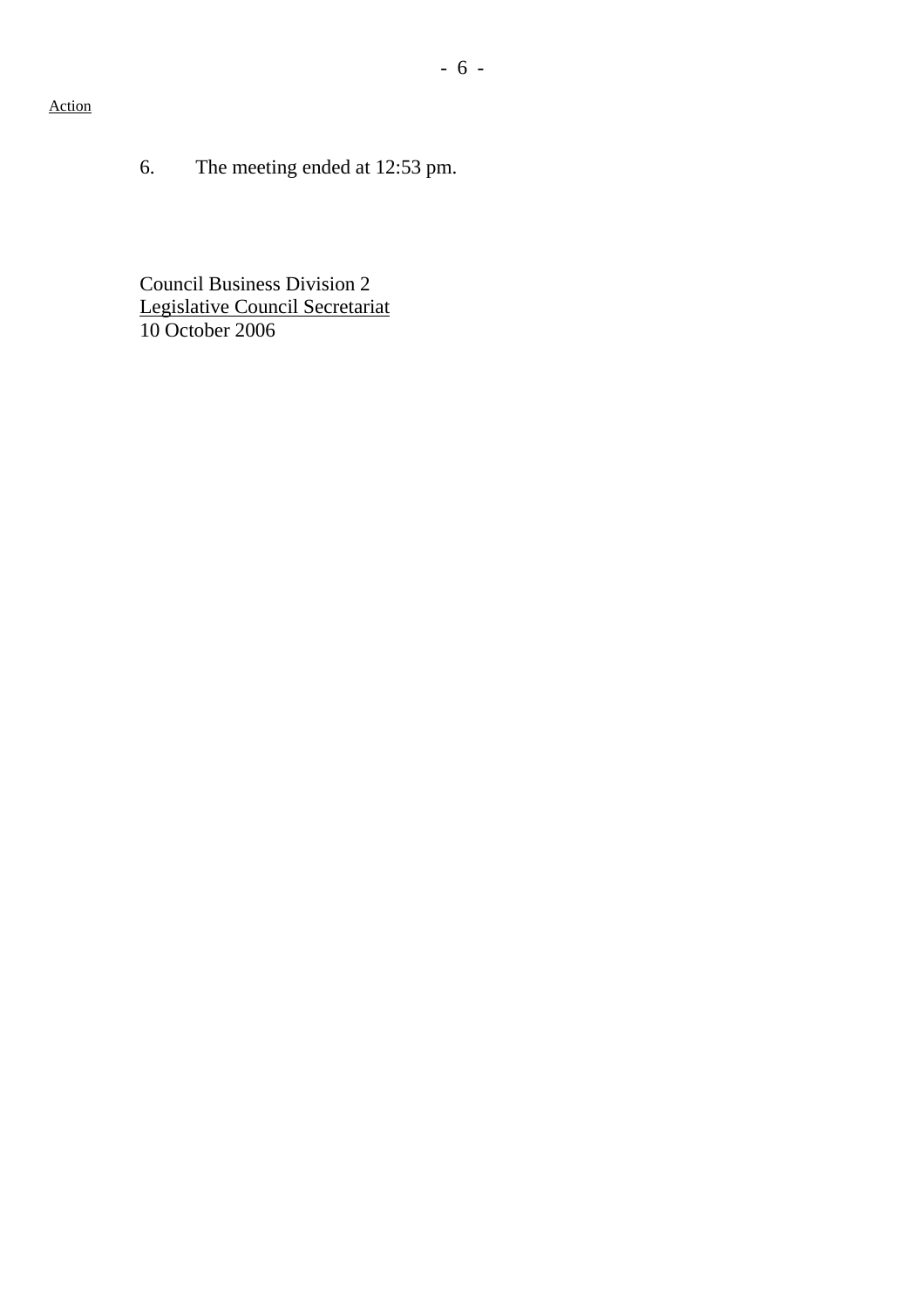Action

6. The meeting ended at 12:53 pm.

Council Business Division 2
Legislative Council Secretariat
10 October 2006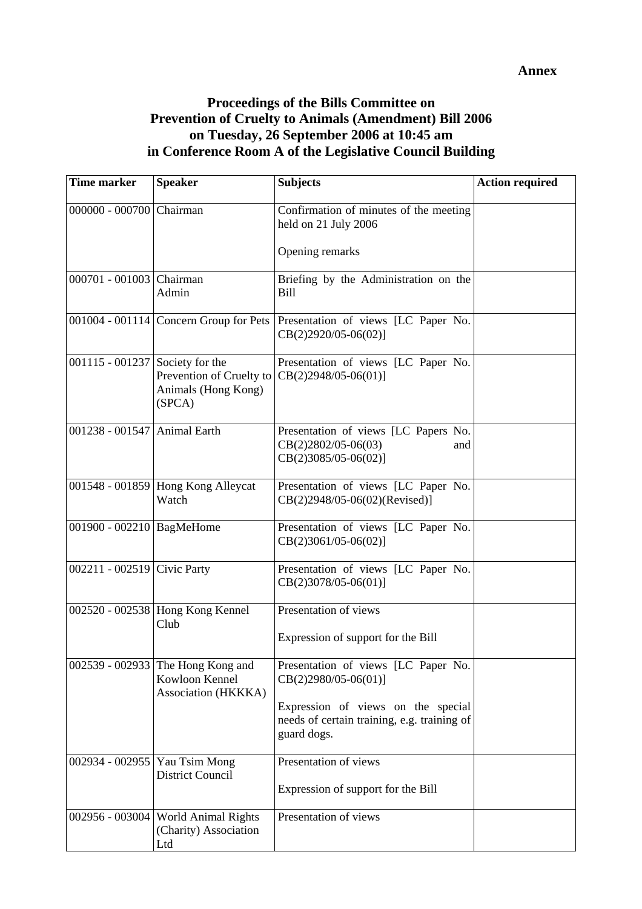**Annex**

**Proceedings of the Bills Committee on Prevention of Cruelty to Animals (Amendment) Bill 2006 on Tuesday, 26 September 2006 at 10:45 am in Conference Room A of the Legislative Council Building**

| Time marker | Speaker | Subjects | Action required |
|---|---|---|---|
| 000000 - 000700 | Chairman | Confirmation of minutes of the meeting held on 21 July 2006<br><br>Opening remarks | |
| 000701 - 001003 | Chairman<br>Admin | Briefing by the Administration on the Bill | |
| 001004 - 001114 | Concern Group for Pets | Presentation of views [LC Paper No. CB(2)2920/05-06(02)] | |
| 001115 - 001237 | Society for the Prevention of Cruelty to Animals (Hong Kong) (SPCA) | Presentation of views [LC Paper No. CB(2)2948/05-06(01)] | |
| 001238 - 001547 | Animal Earth | Presentation of views [LC Papers No. CB(2)2802/05-06(03) and CB(2)3085/05-06(02)] | |
| 001548 - 001859 | Hong Kong Alleycat Watch | Presentation of views [LC Paper No. CB(2)2948/05-06(02)(Revised)] | |
| 001900 - 002210 | BagMeHome | Presentation of views [LC Paper No. CB(2)3061/05-06(02)] | |
| 002211 - 002519 | Civic Party | Presentation of views [LC Paper No. CB(2)3078/05-06(01)] | |
| 002520 - 002538 | Hong Kong Kennel Club | Presentation of views<br><br>Expression of support for the Bill | |
| 002539 - 002933 | The Hong Kong and Kowloon Kennel Association (HKKKA) | Presentation of views [LC Paper No. CB(2)2980/05-06(01)]<br><br>Expression of views on the special needs of certain training, e.g. training of guard dogs. | |
| 002934 - 002955 | Yau Tsim Mong District Council | Presentation of views<br><br>Expression of support for the Bill | |
| 002956 - 003004 | World Animal Rights (Charity) Association Ltd | Presentation of views | |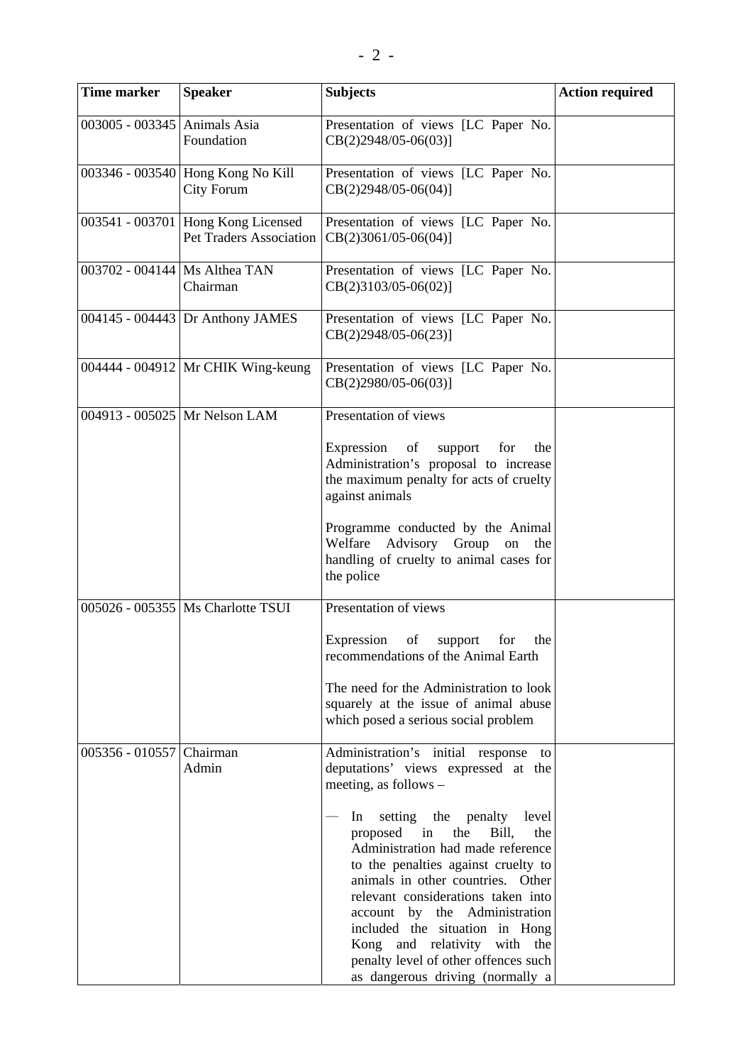| Time marker | Speaker | Subjects | Action required |
|---|---|---|---|
| 003005 - 003345 | Animals Asia Foundation | Presentation of views [LC Paper No. CB(2)2948/05-06(03)] | |
| 003346 - 003540 | Hong Kong No Kill City Forum | Presentation of views [LC Paper No. CB(2)2948/05-06(04)] | |
| 003541 - 003701 | Hong Kong Licensed Pet Traders Association | Presentation of views [LC Paper No. CB(2)3061/05-06(04)] | |
| 003702 - 004144 | Ms Althea TAN Chairman | Presentation of views [LC Paper No. CB(2)3103/05-06(02)] | |
| 004145 - 004443 | Dr Anthony JAMES | Presentation of views [LC Paper No. CB(2)2948/05-06(23)] | |
| 004444 - 004912 | Mr CHIK Wing-keung | Presentation of views [LC Paper No. CB(2)2980/05-06(03)] | |
| 004913 - 005025 | Mr Nelson LAM | Presentation of views<br><br>Expression of support for the Administration's proposal to increase the maximum penalty for acts of cruelty against animals<br><br>Programme conducted by the Animal Welfare Advisory Group on the handling of cruelty to animal cases for the police | |
| 005026 - 005355 | Ms Charlotte TSUI | Presentation of views<br><br>Expression of support for the recommendations of the Animal Earth<br><br>The need for the Administration to look squarely at the issue of animal abuse which posed a serious social problem | |
| 005356 - 010557 | Chairman Admin | Administration's initial response to deputations' views expressed at the meeting, as follows –<br><br>— In setting the penalty level proposed in the Bill, the Administration had made reference to the penalties against cruelty to animals in other countries. Other relevant considerations taken into account by the Administration included the situation in Hong Kong and relativity with the penalty level of other offences such as dangerous driving (normally a | |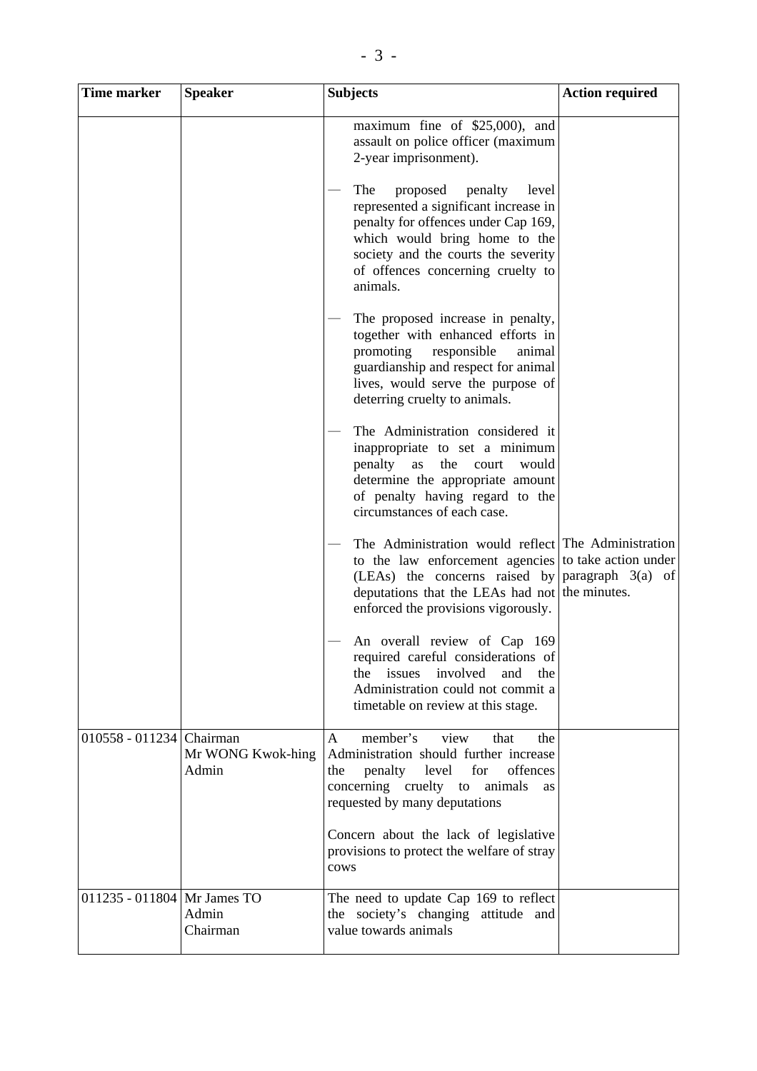| Time marker | Speaker | Subjects | Action required |
|---|---|---|---|
| | | maximum fine of $25,000), and assault on police officer (maximum 2-year imprisonment).<br><br>— The proposed penalty level represented a significant increase in penalty for offences under Cap 169, which would bring home to the society and the courts the severity of offences concerning cruelty to animals.<br><br>— The proposed increase in penalty, together with enhanced efforts in promoting responsible animal guardianship and respect for animal lives, would serve the purpose of deterring cruelty to animals.<br><br>— The Administration considered it inappropriate to set a minimum penalty as the court would determine the appropriate amount of penalty having regard to the circumstances of each case.<br><br>— The Administration would reflect to the law enforcement agencies (LEAs) the concerns raised by deputations that the LEAs had not enforced the provisions vigorously.<br><br>— An overall review of Cap 169 required careful considerations of the issues involved and the Administration could not commit a timetable on review at this stage. | The Administration to take action under paragraph 3(a) of the minutes. |
| 010558 - 011234 | Chairman<br>Mr WONG Kwok-hing<br>Admin | A member's view that the Administration should further increase the penalty level for offences concerning cruelty to animals as requested by many deputations<br><br>Concern about the lack of legislative provisions to protect the welfare of stray cows | |
| 011235 - 011804 | Mr James TO<br>Admin<br>Chairman | The need to update Cap 169 to reflect the society's changing attitude and value towards animals | |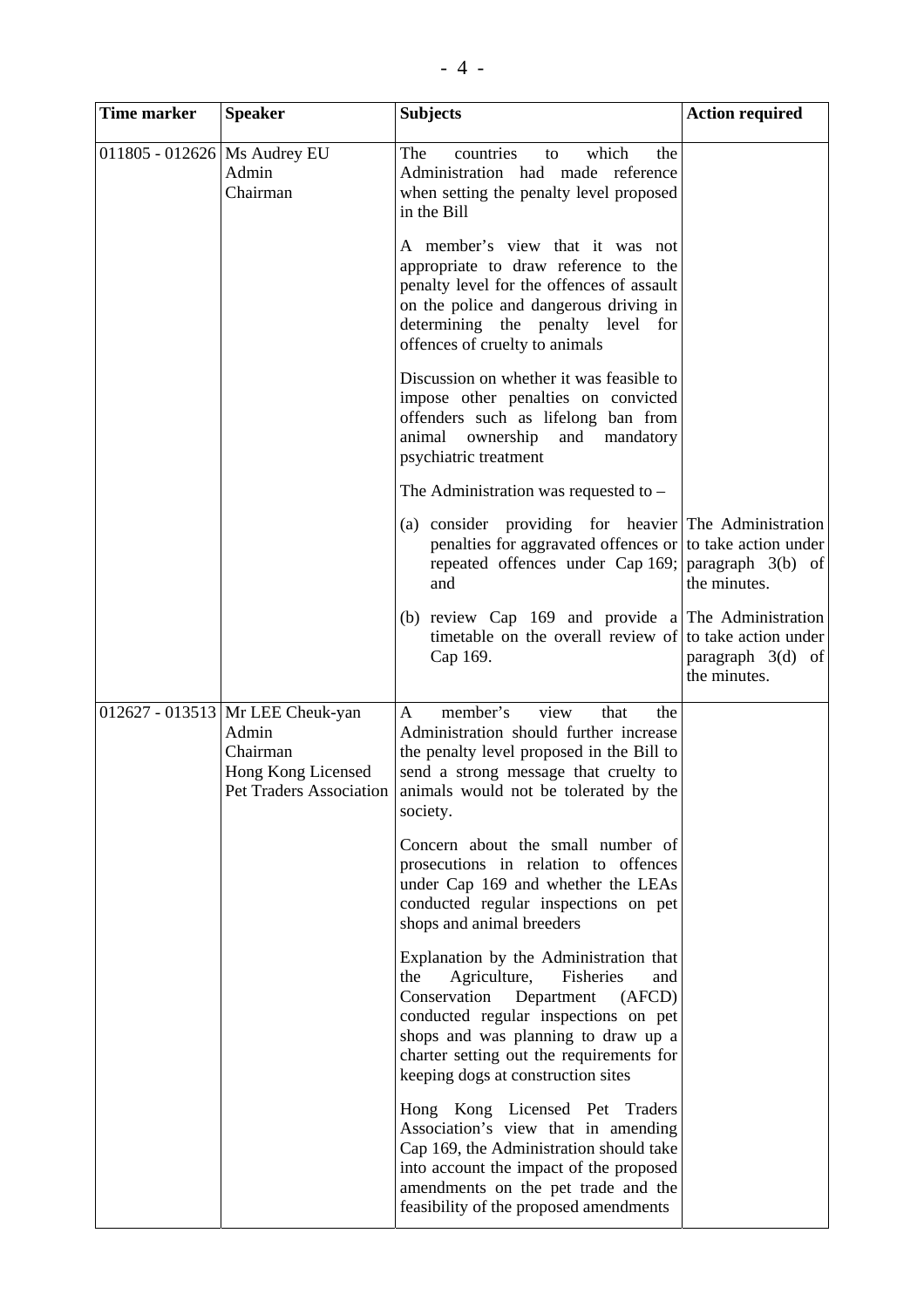| Time marker | Speaker | Subjects | Action required |
|---|---|---|---|
| 011805 - 012626 | Ms Audrey EU<br>Admin<br>Chairman | The countries to which the Administration had made reference when setting the penalty level proposed in the Bill<br><br>A member's view that it was not appropriate to draw reference to the penalty level for the offences of assault on the police and dangerous driving in determining the penalty level for offences of cruelty to animals<br><br>Discussion on whether it was feasible to impose other penalties on convicted offenders such as lifelong ban from animal ownership and mandatory psychiatric treatment<br><br>The Administration was requested to –<br><br>(a) consider providing for heavier penalties for aggravated offences or repeated offences under Cap 169; and<br><br>(b) review Cap 169 and provide a timetable on the overall review of Cap 169. | <br><br><br><br><br><br><br><br><br><br>The Administration to take action under paragraph 3(b) of the minutes.<br><br>The Administration to take action under paragraph 3(d) of the minutes. |
| 012627 - 013513 | Mr LEE Cheuk-yan<br>Admin<br>Chairman<br>Hong Kong Licensed Pet Traders Association | A member's view that the Administration should further increase the penalty level proposed in the Bill to send a strong message that cruelty to animals would not be tolerated by the society.<br><br>Concern about the small number of prosecutions in relation to offences under Cap 169 and whether the LEAs conducted regular inspections on pet shops and animal breeders<br><br>Explanation by the Administration that the Agriculture, Fisheries and Conservation Department (AFCD) conducted regular inspections on pet shops and was planning to draw up a charter setting out the requirements for keeping dogs at construction sites<br><br>Hong Kong Licensed Pet Traders Association's view that in amending Cap 169, the Administration should take into account the impact of the proposed amendments on the pet trade and the feasibility of the proposed amendments | |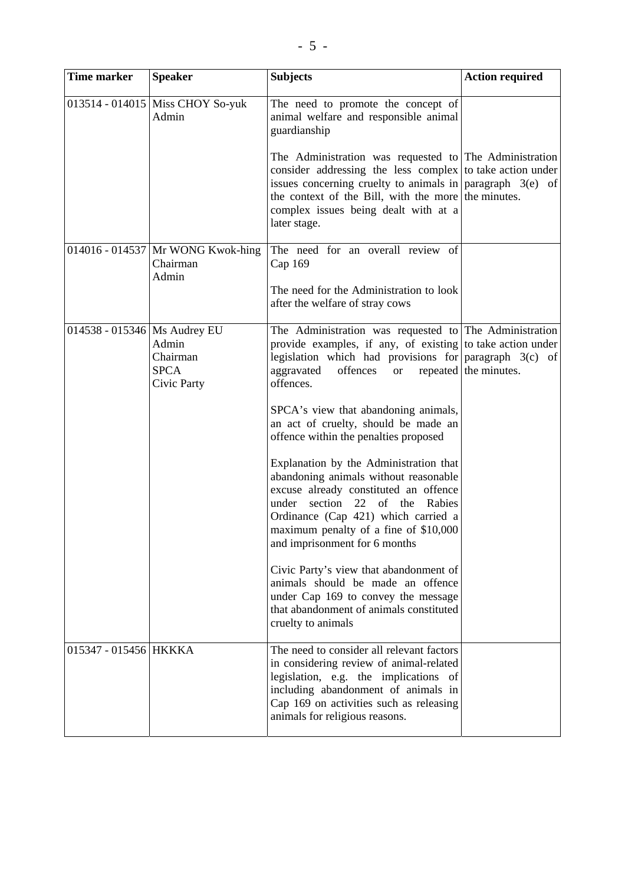| Time marker | Speaker | Subjects | Action required |
|---|---|---|---|
| 013514 - 014015 | Miss CHOY So-yuk<br>Admin | The need to promote the concept of animal welfare and responsible animal guardianship<br><br>The Administration was requested to consider addressing the less complex issues concerning cruelty to animals in the context of the Bill, with the more complex issues being dealt with at a later stage. | <br><br><br>The Administration to take action under paragraph 3(e) of the minutes. |
| 014016 - 014537 | Mr WONG Kwok-hing<br>Chairman<br>Admin | The need for an overall review of Cap 169<br><br>The need for the Administration to look after the welfare of stray cows | |
| 014538 - 015346 | Ms Audrey EU<br>Admin<br>Chairman<br>SPCA<br>Civic Party | The Administration was requested to provide examples, if any, of existing legislation which had provisions for aggravated offences or repeated offences.<br><br>SPCA's view that abandoning animals, an act of cruelty, should be made an offence within the penalties proposed<br><br>Explanation by the Administration that abandoning animals without reasonable excuse already constituted an offence under section 22 of the Rabies Ordinance (Cap 421) which carried a maximum penalty of a fine of $10,000 and imprisonment for 6 months<br><br>Civic Party's view that abandonment of animals should be made an offence under Cap 169 to convey the message that abandonment of animals constituted cruelty to animals | The Administration to take action under paragraph 3(c) of the minutes. |
| 015347 - 015456 | HKKKA | The need to consider all relevant factors in considering review of animal-related legislation, e.g. the implications of including abandonment of animals in Cap 169 on activities such as releasing animals for religious reasons. | |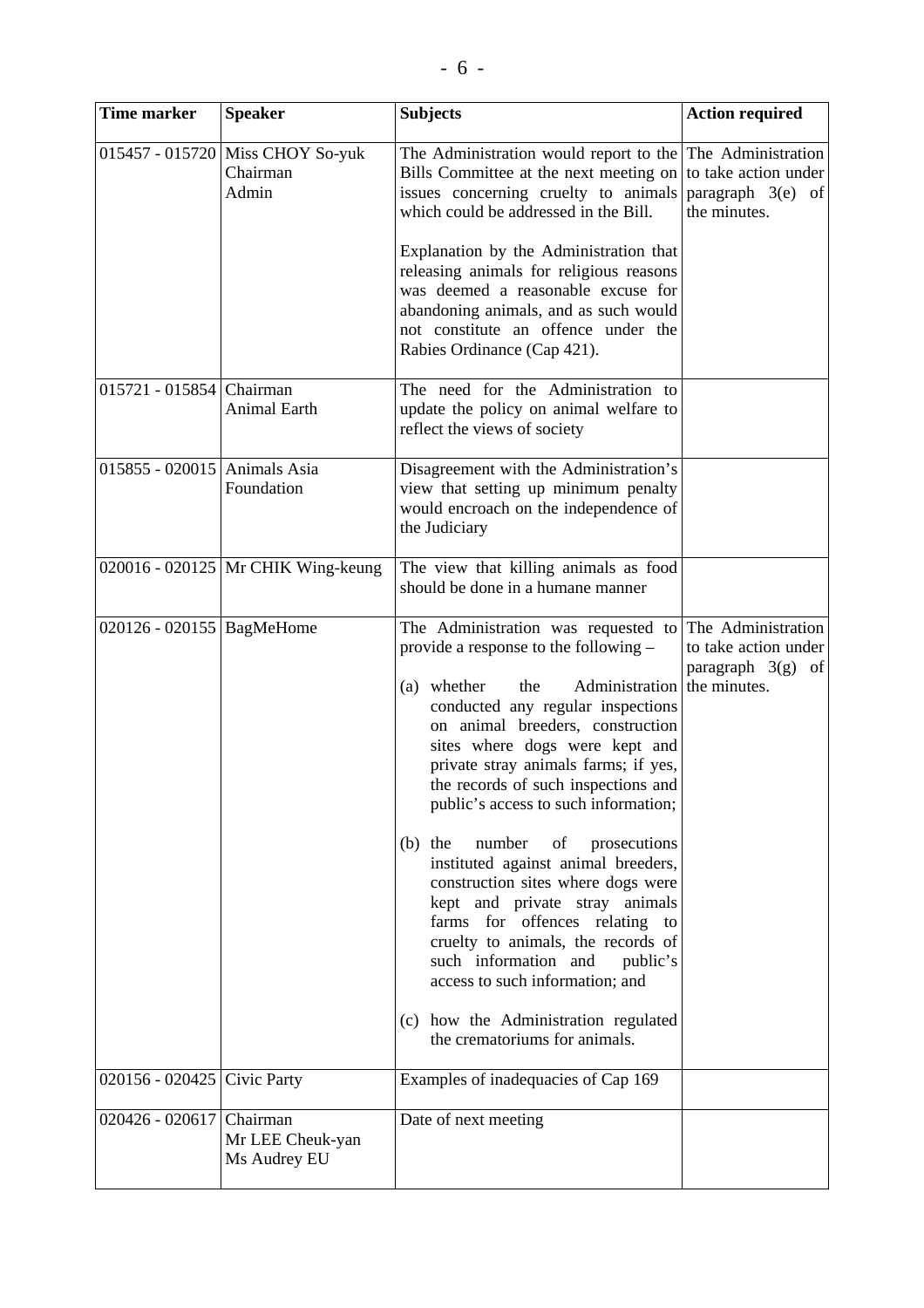| Time marker | Speaker | Subjects | Action required |
|---|---|---|---|
| 015457 - 015720 | Miss CHOY So-yuk<br>Chairman<br>Admin | The Administration would report to the Bills Committee at the next meeting on issues concerning cruelty to animals which could be addressed in the Bill.<br><br>Explanation by the Administration that releasing animals for religious reasons was deemed a reasonable excuse for abandoning animals, and as such would not constitute an offence under the Rabies Ordinance (Cap 421). | The Administration to take action under paragraph 3(e) of the minutes. |
| 015721 - 015854 | Chairman<br>Animal Earth | The need for the Administration to update the policy on animal welfare to reflect the views of society | |
| 015855 - 020015 | Animals Asia Foundation | Disagreement with the Administration's view that setting up minimum penalty would encroach on the independence of the Judiciary | |
| 020016 - 020125 | Mr CHIK Wing-keung | The view that killing animals as food should be done in a humane manner | |
| 020126 - 020155 | BagMeHome | The Administration was requested to provide a response to the following –<br><br>(a) whether the Administration conducted any regular inspections on animal breeders, construction sites where dogs were kept and private stray animals farms; if yes, the records of such inspections and public's access to such information;<br><br>(b) the number of prosecutions instituted against animal breeders, construction sites where dogs were kept and private stray animals farms for offences relating to cruelty to animals, the records of such information and public's access to such information; and<br><br>(c) how the Administration regulated the crematoriums for animals. | The Administration to take action under paragraph 3(g) of the minutes. |
| 020156 - 020425 | Civic Party | Examples of inadequacies of Cap 169 | |
| 020426 - 020617 | Chairman<br>Mr LEE Cheuk-yan<br>Ms Audrey EU | Date of next meeting | |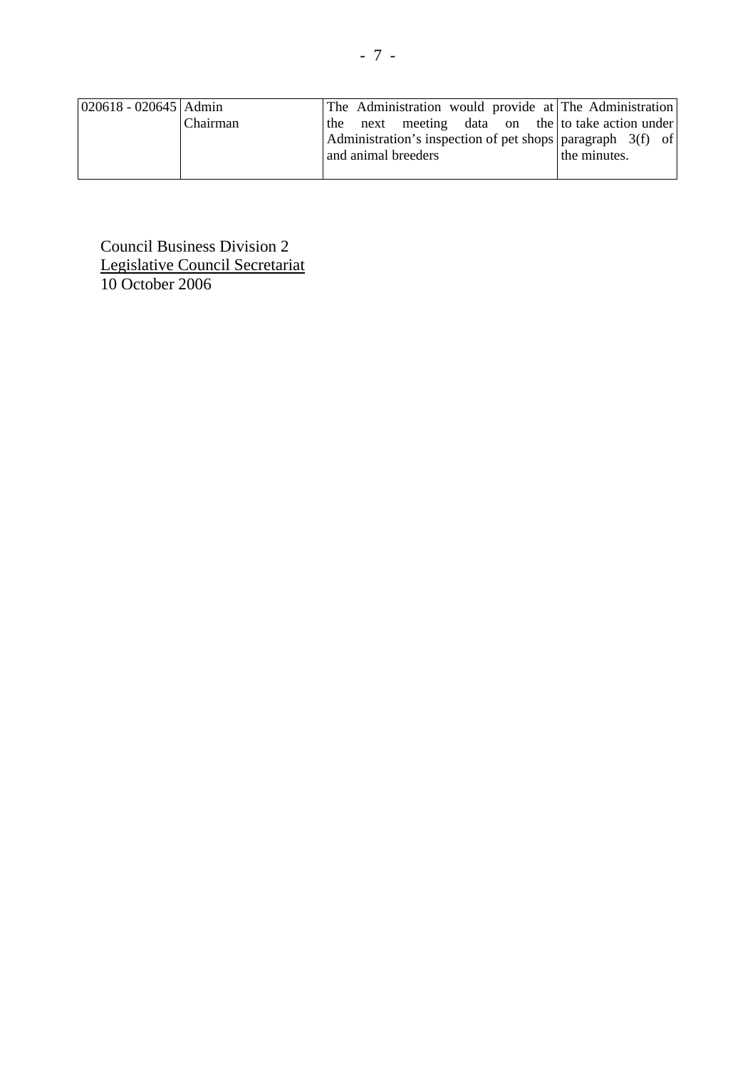| | | | |
|---|---|---|---|
| 020618 - 020645 | Admin<br>Chairman | The Administration would provide at the next meeting data on the Administration's inspection of pet shops and animal breeders | The Administration to take action under paragraph 3(f) of the minutes. |

Council Business Division 2
Legislative Council Secretariat
10 October 2006